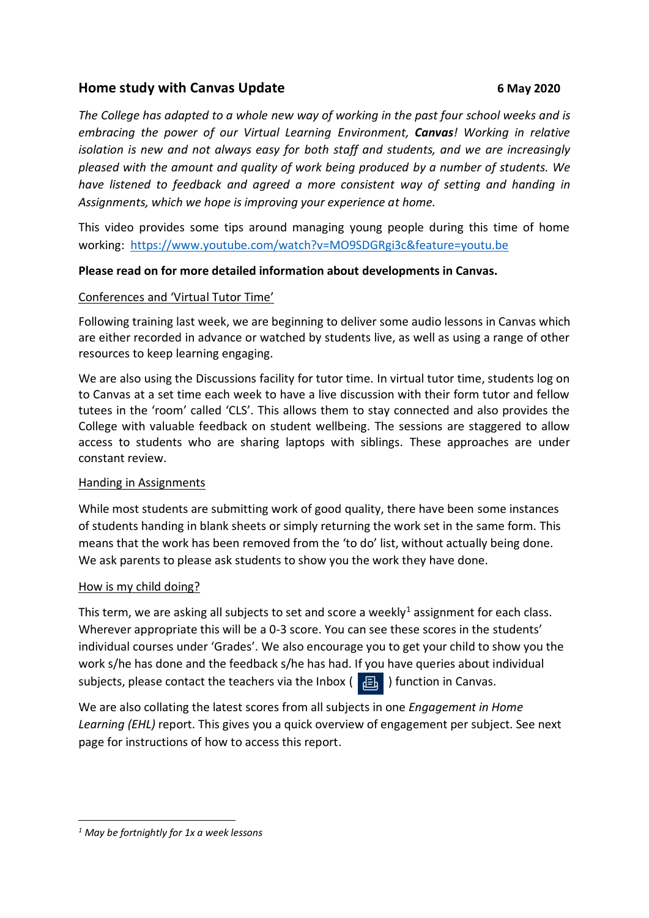## Home study with Canvas Update

**6 May 2020**

*The College has adapted to a whole new way of working in the past four school weeks and is embracing the power of our Virtual Learning Environment,* ***Canvas****! Working in relative isolation is new and not always easy for both staff and students, and we are increasingly pleased with the amount and quality of work being produced by a number of students. We have listened to feedback and agreed a more consistent way of setting and handing in Assignments, which we hope is improving your experience at home.*

This video provides some tips around managing young people during this time of home working: https://www.youtube.com/watch?v=MO9SDGRgi3c&feature=youtu.be

**Please read on for more detailed information about developments in Canvas.**

<u>Conferences and 'Virtual Tutor Time'</u>

Following training last week, we are beginning to deliver some audio lessons in Canvas which are either recorded in advance or watched by students live, as well as using a range of other resources to keep learning engaging.

We are also using the Discussions facility for tutor time. In virtual tutor time, students log on to Canvas at a set time each week to have a live discussion with their form tutor and fellow tutees in the 'room' called 'CLS'. This allows them to stay connected and also provides the College with valuable feedback on student wellbeing. The sessions are staggered to allow access to students who are sharing laptops with siblings. These approaches are under constant review.

<u>Handing in Assignments</u>

While most students are submitting work of good quality, there have been some instances of students handing in blank sheets or simply returning the work set in the same form. This means that the work has been removed from the 'to do' list, without actually being done. We ask parents to please ask students to show you the work they have done.

<u>How is my child doing?</u>

This term, we are asking all subjects to set and score a weekly[1] assignment for each class. Wherever appropriate this will be a 0-3 score. You can see these scores in the students' individual courses under 'Grades'. We also encourage you to get your child to show you the work s/he has done and the feedback s/he has had. If you have queries about individual subjects, please contact the teachers via the Inbox ( ) function in Canvas.

We are also collating the latest scores from all subjects in one *Engagement in Home Learning (EHL)* report. This gives you a quick overview of engagement per subject. See next page for instructions of how to access this report.

---

[1] *May be fortnightly for 1x a week lessons*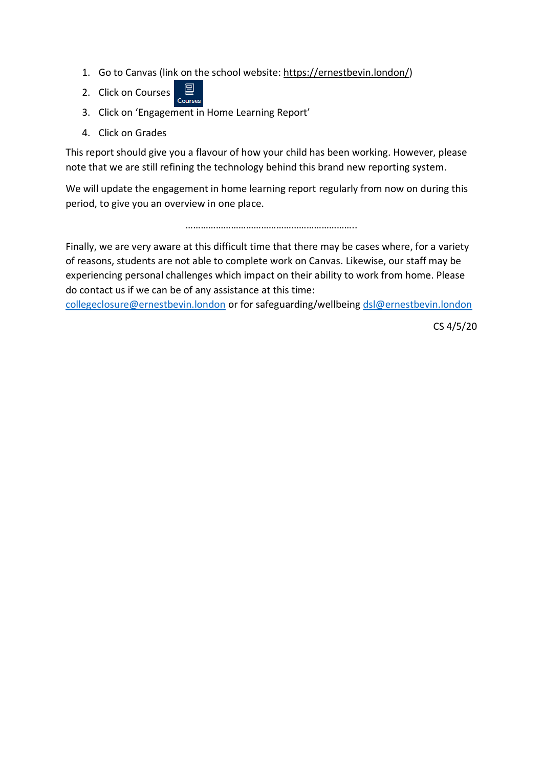1. Go to Canvas (link on the school website: https://ernestbevin.london/)
2. Click on Courses
3. Click on 'Engagement in Home Learning Report'
4. Click on Grades

This report should give you a flavour of how your child has been working. However, please note that we are still refining the technology behind this brand new reporting system.

We will update the engagement in home learning report regularly from now on during this period, to give you an overview in one place.

……………………………………………………………..

Finally, we are very aware at this difficult time that there may be cases where, for a variety of reasons, students are not able to complete work on Canvas. Likewise, our staff may be experiencing personal challenges which impact on their ability to work from home. Please do contact us if we can be of any assistance at this time: collegeclosure@ernestbevin.london or for safeguarding/wellbeing dsl@ernestbevin.london

CS 4/5/20